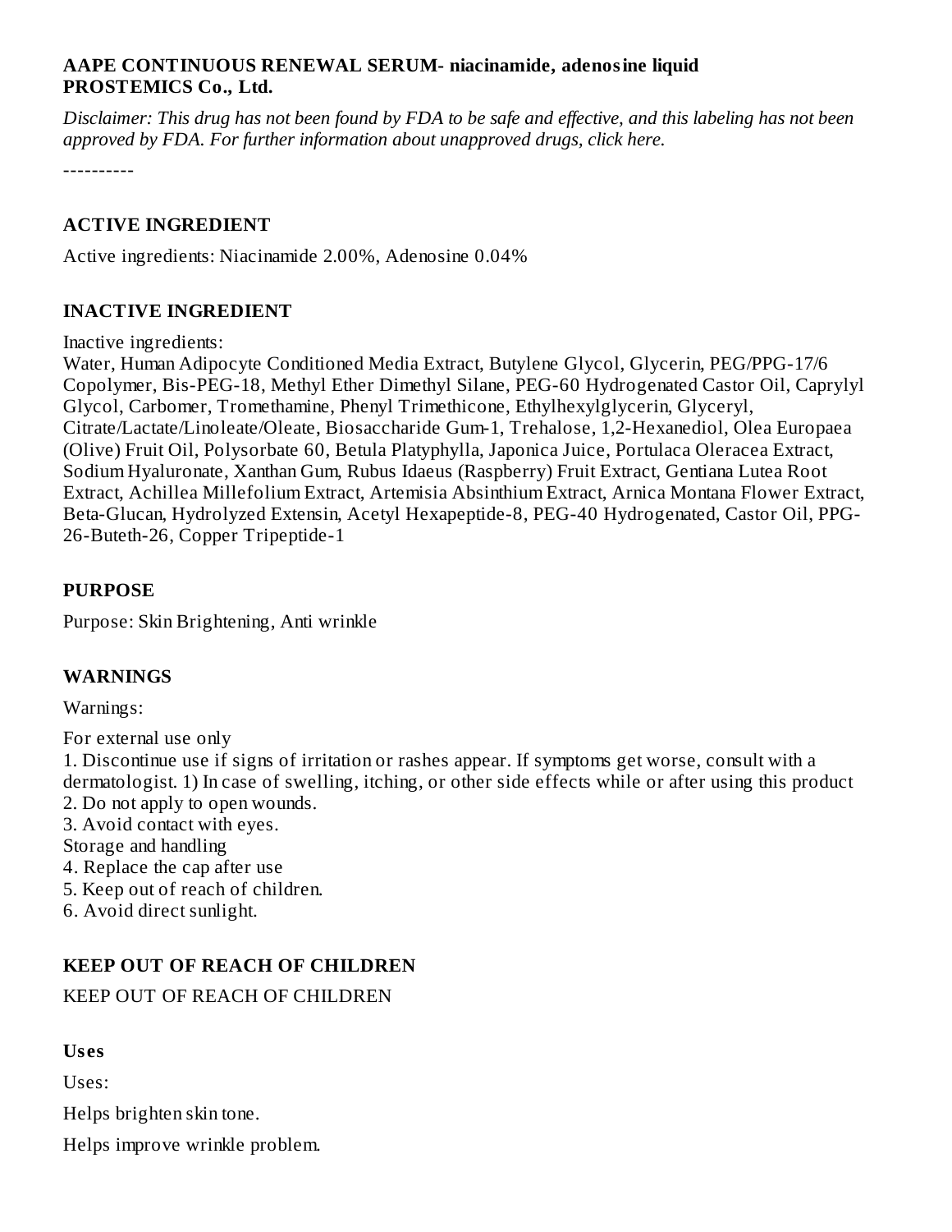**AAPE CONTINUOUS RENEWAL SERUM- niacinamide, adenosine liquid**
**PROSTEMICS Co., Ltd.**

*Disclaimer: This drug has not been found by FDA to be safe and effective, and this labeling has not been approved by FDA. For further information about unapproved drugs, click here.*

----------

## ACTIVE INGREDIENT

Active ingredients: Niacinamide 2.00%, Adenosine 0.04%

## INACTIVE INGREDIENT

Inactive ingredients:
Water, Human Adipocyte Conditioned Media Extract, Butylene Glycol, Glycerin, PEG/PPG-17/6 Copolymer, Bis-PEG-18, Methyl Ether Dimethyl Silane, PEG-60 Hydrogenated Castor Oil, Caprylyl Glycol, Carbomer, Tromethamine, Phenyl Trimethicone, Ethylhexylglycerin, Glyceryl, Citrate/Lactate/Linoleate/Oleate, Biosaccharide Gum-1, Trehalose, 1,2-Hexanediol, Olea Europaea (Olive) Fruit Oil, Polysorbate 60, Betula Platyphylla, Japonica Juice, Portulaca Oleracea Extract, Sodium Hyaluronate, Xanthan Gum, Rubus Idaeus (Raspberry) Fruit Extract, Gentiana Lutea Root Extract, Achillea Millefolium Extract, Artemisia Absinthium Extract, Arnica Montana Flower Extract, Beta-Glucan, Hydrolyzed Extensin, Acetyl Hexapeptide-8, PEG-40 Hydrogenated, Castor Oil, PPG-26-Buteth-26, Copper Tripeptide-1

## PURPOSE

Purpose: Skin Brightening, Anti wrinkle

## WARNINGS

Warnings:

For external use only

1. Discontinue use if signs of irritation or rashes appear. If symptoms get worse, consult with a dermatologist. 1) In case of swelling, itching, or other side effects while or after using this product
2. Do not apply to open wounds.
3. Avoid contact with eyes.

Storage and handling

4. Replace the cap after use
5. Keep out of reach of children.
6. Avoid direct sunlight.

## KEEP OUT OF REACH OF CHILDREN

KEEP OUT OF REACH OF CHILDREN

## Uses

Uses:

Helps brighten skin tone.

Helps improve wrinkle problem.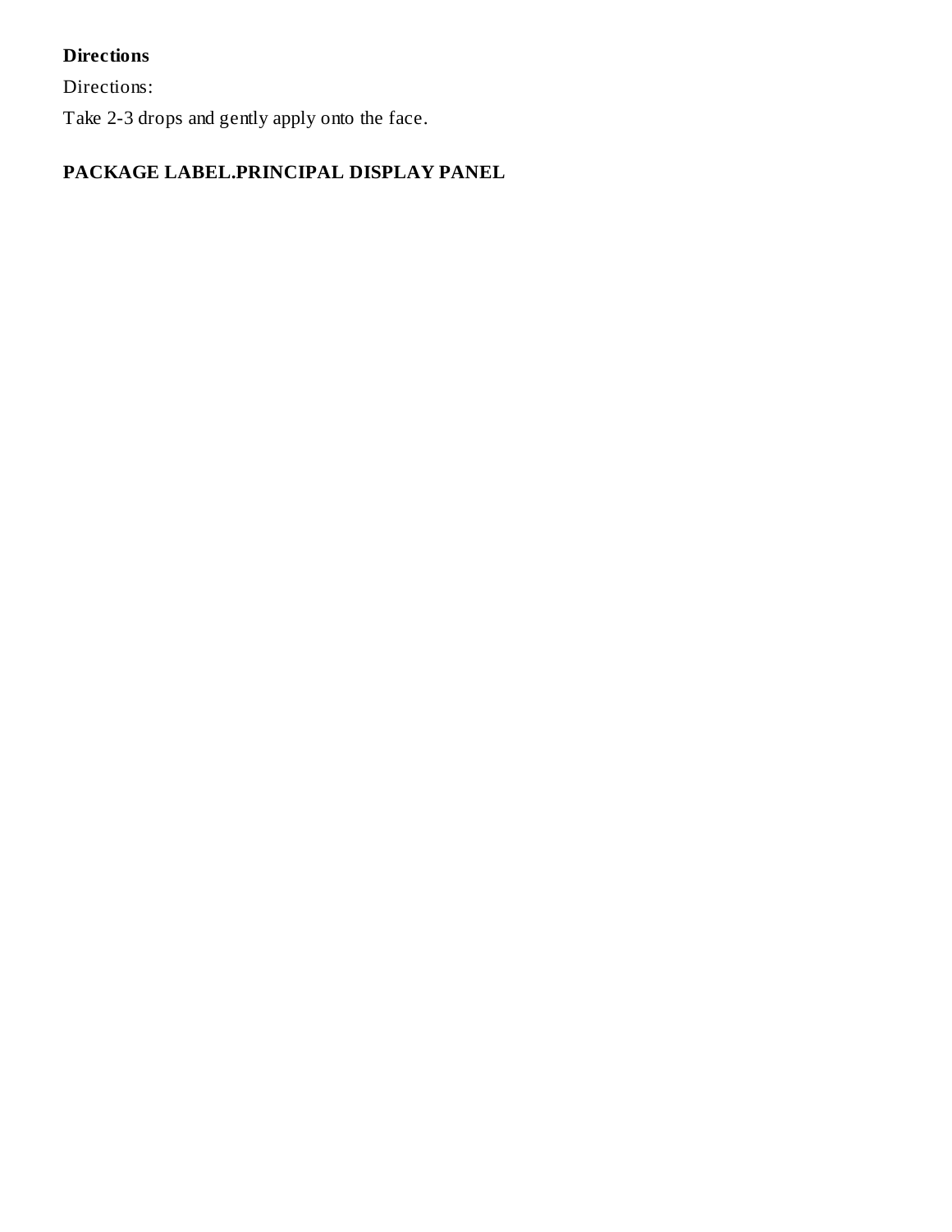## Directions

Directions:

Take 2-3 drops and gently apply onto the face.

## PACKAGE LABEL.PRINCIPAL DISPLAY PANEL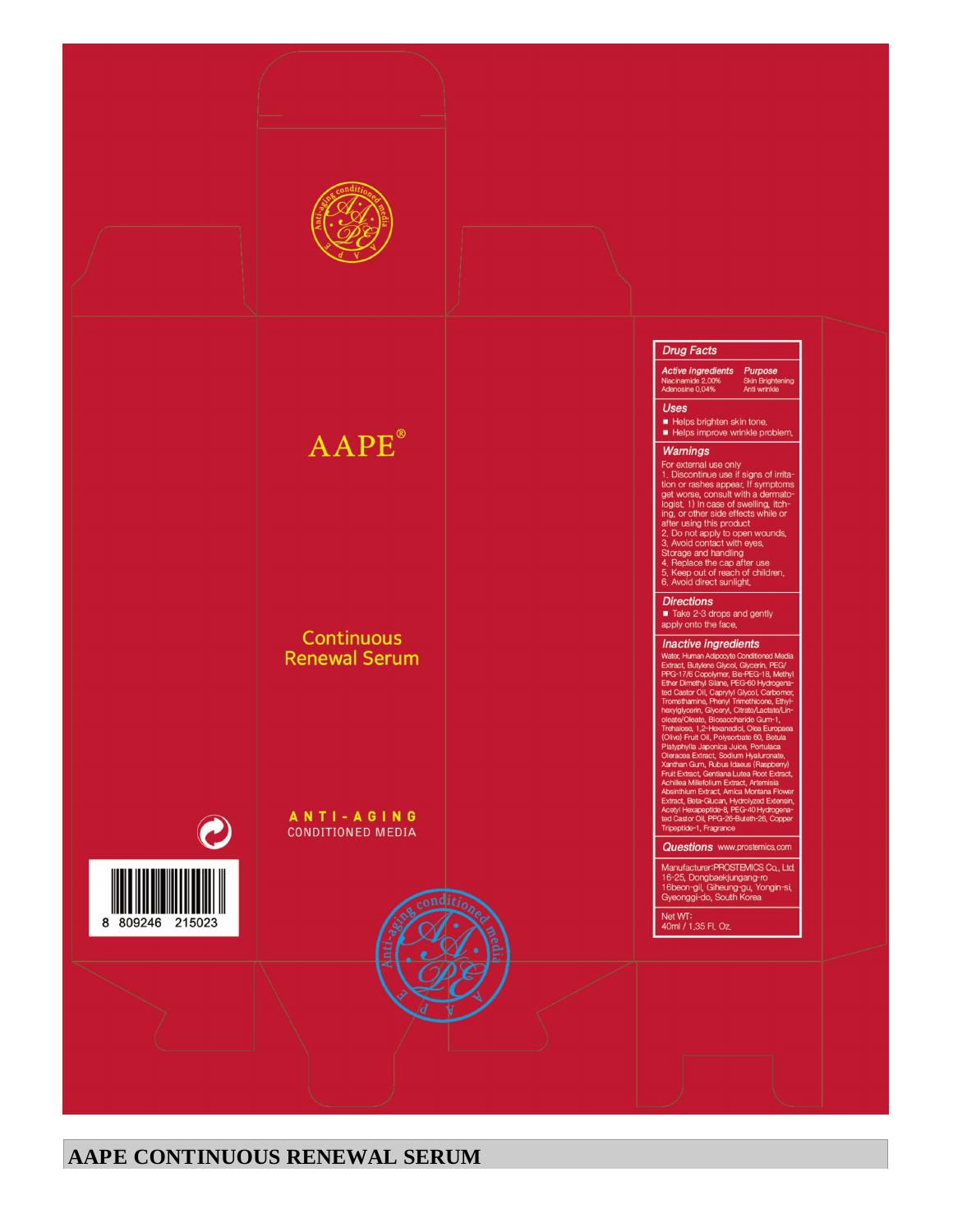AAPE®

Continuous Renewal Serum

ANTI-AGING
CONDITIONED MEDIA

8 809246 215023

## Drug Facts

| Active ingredients | Purpose |
| --- | --- |
| Niacinamide 2.00% | Skin Brightening |
| Adenosine 0.04% | Anti wrinkle |

### Uses

- Helps brighten skin tone.
- Helps improve wrinkle problem.

### Warnings

For external use only
1. Discontinue use if signs of irritation or rashes appear. If symptoms get worse, consult with a dermatologist. 1) In case of swelling, itching, or other side effects while or after using this product
2. Do not apply to open wounds.
3. Avoid contact with eyes.
Storage and handling
4. Replace the cap after use
5. Keep out of reach of children.
6. Avoid direct sunlight.

### Directions

- Take 2-3 drops and gently apply onto the face.

### Inactive Ingredients

Water, Human Adipocyte Conditioned Media Extract, Butylene Glycol, Glycerin, PEG/PPG-17/6 Copolymer, Bis-PEG-18, Methyl Ether Dimethyl Silane, PEG-60 Hydrogenated Castor Oil, Caprylyl Glycol, Carbomer, Tromethamine, Phenyl Trimethicone, Ethylhexylglycerin, Glyceryl, Citrate/Lactate/Linoleate/Oleate, Biosaccharide Gum-1, Trehalose, 1,2-Hexanediol, Olea Europaea (Olive) Fruit Oil, Polysorbate 60, Betula Platyphylla Japonica Juice, Portulaca Oleracea Extract, Sodium Hyaluronate, Xanthan Gum, Rubus Idaeus (Raspberry) Fruit Extract, Gentiana Lutea Root Extract, Achillea Millefolium Extract, Artemisia Absinthium Extract, Arnica Montana Flower Extract, Beta-Glucan, Hydrolyzed Extensin, Acetyl Hexapeptide-8, PEG-40 Hydrogenated Castor Oil, PPG-26-Buteth-26, Copper Tripeptide-1, Fragrance

**Questions** www.prostemics.com

Manufacturer:PROSTEMICS Co., Ltd. 16-25, Dongbaekjungang-ro 16beon-gil, Giheung-gu, Yongin-si, Gyeonggi-do, South Korea

Net WT:
40ml / 1.35 Fl. Oz.

**AAPE CONTINUOUS RENEWAL SERUM**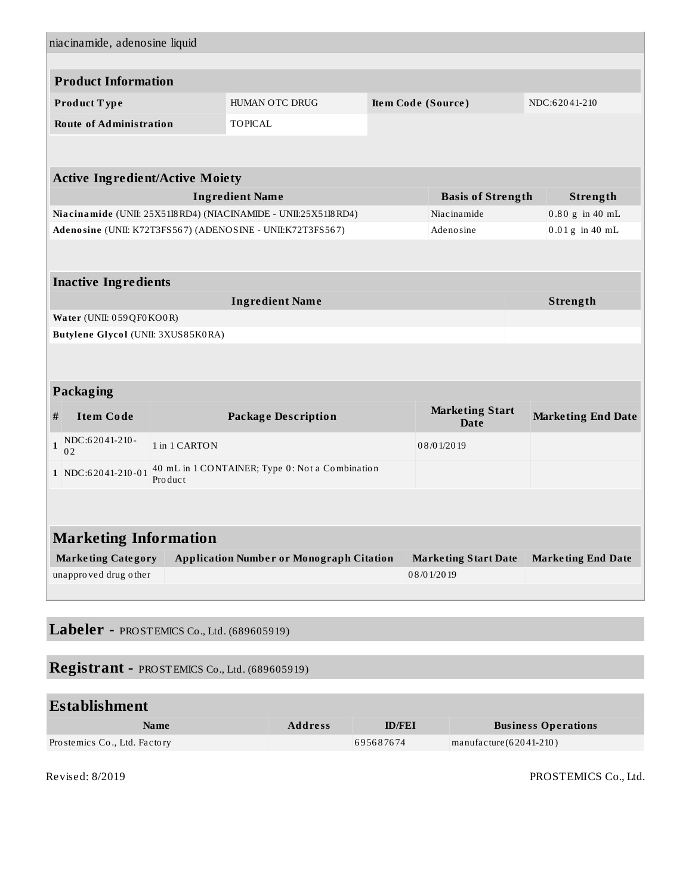niacinamide, adenosine liquid

## Product Information

| | | | |
|---|---|---|---|
| **Product Type** | HUMAN OTC DRUG | **Item Code (Source)** | NDC:62041-210 |
| **Route of Administration** | TOPICAL | | |

## Active Ingredient/Active Moiety

| Ingredient Name | Basis of Strength | Strength |
|---|---|---|
| **Niacinamide** (UNII: 25X51I8RD4) (NIACINAMIDE - UNII:25X51I8RD4) | Niacinamide | 0.80 g in 40 mL |
| **Adenosine** (UNII: K72T3FS567) (ADENOSINE - UNII:K72T3FS567) | Adenosine | 0.01 g in 40 mL |

## Inactive Ingredients

| Ingredient Name | Strength |
|---|---|
| **Water** (UNII: 059QF0KO0R) | |
| **Butylene Glycol** (UNII: 3XUS85K0RA) | |

## Packaging

| # | Item Code | Package Description | Marketing Start Date | Marketing End Date |
|---|---|---|---|---|
| 1 | NDC:62041-210-02 | 1 in 1 CARTON | 08/01/2019 | |
| 1 | NDC:62041-210-01 | 40 mL in 1 CONTAINER; Type 0: Not a Combination Product | | |

## Marketing Information

| Marketing Category | Application Number or Monograph Citation | Marketing Start Date | Marketing End Date |
|---|---|---|---|
| unapproved drug other | | 08/01/2019 | |

## Labeler - PROSTEMICS Co., Ltd. (689605919)

## Registrant - PROSTEMICS Co., Ltd. (689605919)

## Establishment

| Name | Address | ID/FEI | Business Operations |
|---|---|---|---|
| Prostemics Co., Ltd. Factory | | 695687674 | manufacture(62041-210) |

Revised: 8/2019

PROSTEMICS Co., Ltd.